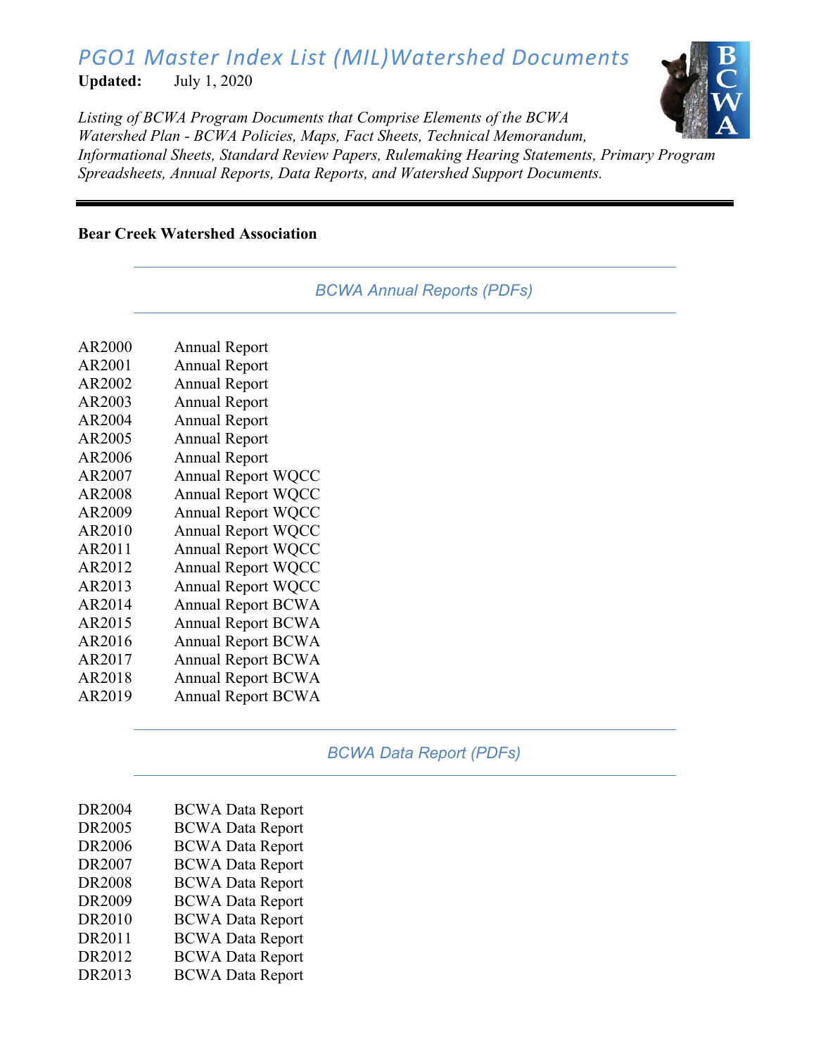# PGO1 Master Index List (MIL)Watershed Documents

**Updated:** July 1, 2020

*Listing of BCWA Program Documents that Comprise Elements of the BCWA Watershed Plan - BCWA Policies, Maps, Fact Sheets, Technical Memorandum, Informational Sheets, Standard Review Papers, Rulemaking Hearing Statements, Primary Program Spreadsheets, Annual Reports, Data Reports, and Watershed Support Documents.*

---

**Bear Creek Watershed Association**

## *BCWA Annual Reports (PDFs)*

| | |
|---|---|
| AR2000 | Annual Report |
| AR2001 | Annual Report |
| AR2002 | Annual Report |
| AR2003 | Annual Report |
| AR2004 | Annual Report |
| AR2005 | Annual Report |
| AR2006 | Annual Report |
| AR2007 | Annual Report WQCC |
| AR2008 | Annual Report WQCC |
| AR2009 | Annual Report WQCC |
| AR2010 | Annual Report WQCC |
| AR2011 | Annual Report WQCC |
| AR2012 | Annual Report WQCC |
| AR2013 | Annual Report WQCC |
| AR2014 | Annual Report BCWA |
| AR2015 | Annual Report BCWA |
| AR2016 | Annual Report BCWA |
| AR2017 | Annual Report BCWA |
| AR2018 | Annual Report BCWA |
| AR2019 | Annual Report BCWA |

## *BCWA Data Report (PDFs)*

| | |
|---|---|
| DR2004 | BCWA Data Report |
| DR2005 | BCWA Data Report |
| DR2006 | BCWA Data Report |
| DR2007 | BCWA Data Report |
| DR2008 | BCWA Data Report |
| DR2009 | BCWA Data Report |
| DR2010 | BCWA Data Report |
| DR2011 | BCWA Data Report |
| DR2012 | BCWA Data Report |
| DR2013 | BCWA Data Report |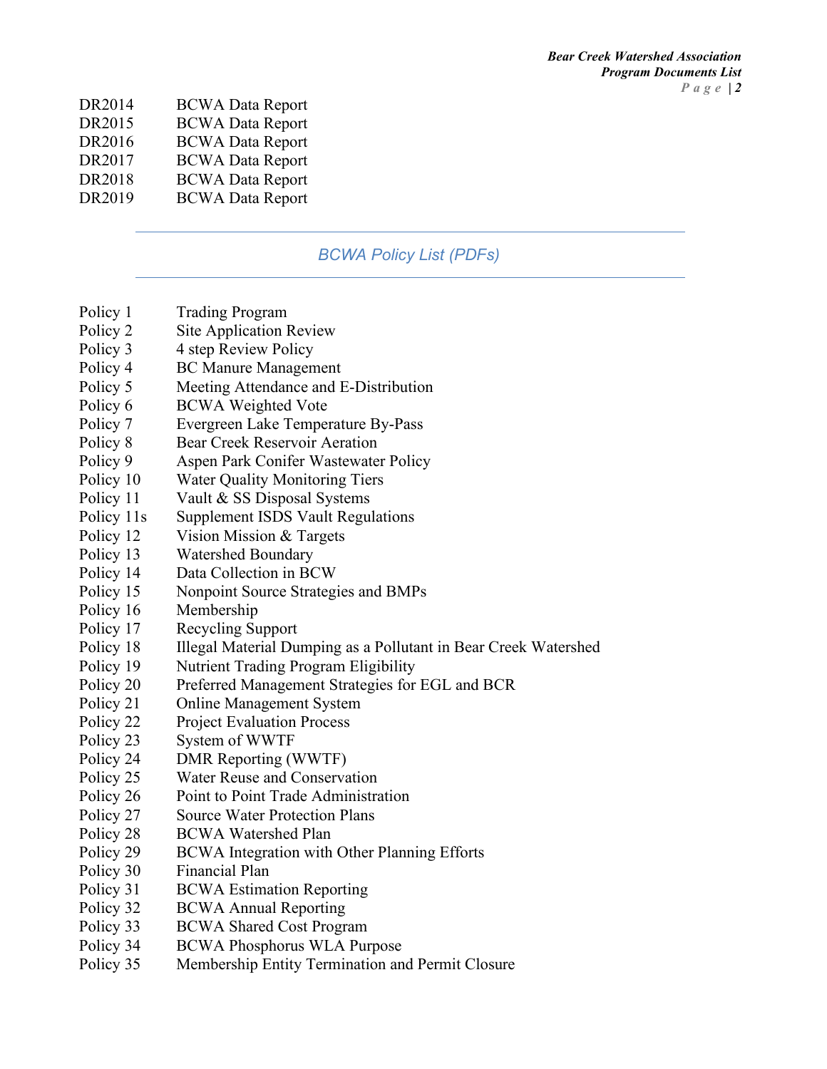| | |
|---|---|
| DR2014 | BCWA Data Report |
| DR2015 | BCWA Data Report |
| DR2016 | BCWA Data Report |
| DR2017 | BCWA Data Report |
| DR2018 | BCWA Data Report |
| DR2019 | BCWA Data Report |

---

## *BCWA Policy List (PDFs)*

---

| | |
|---|---|
| Policy 1 | Trading Program |
| Policy 2 | Site Application Review |
| Policy 3 | 4 step Review Policy |
| Policy 4 | BC Manure Management |
| Policy 5 | Meeting Attendance and E-Distribution |
| Policy 6 | BCWA Weighted Vote |
| Policy 7 | Evergreen Lake Temperature By-Pass |
| Policy 8 | Bear Creek Reservoir Aeration |
| Policy 9 | Aspen Park Conifer Wastewater Policy |
| Policy 10 | Water Quality Monitoring Tiers |
| Policy 11 | Vault & SS Disposal Systems |
| Policy 11s | Supplement ISDS Vault Regulations |
| Policy 12 | Vision Mission & Targets |
| Policy 13 | Watershed Boundary |
| Policy 14 | Data Collection in BCW |
| Policy 15 | Nonpoint Source Strategies and BMPs |
| Policy 16 | Membership |
| Policy 17 | Recycling Support |
| Policy 18 | Illegal Material Dumping as a Pollutant in Bear Creek Watershed |
| Policy 19 | Nutrient Trading Program Eligibility |
| Policy 20 | Preferred Management Strategies for EGL and BCR |
| Policy 21 | Online Management System |
| Policy 22 | Project Evaluation Process |
| Policy 23 | System of WWTF |
| Policy 24 | DMR Reporting (WWTF) |
| Policy 25 | Water Reuse and Conservation |
| Policy 26 | Point to Point Trade Administration |
| Policy 27 | Source Water Protection Plans |
| Policy 28 | BCWA Watershed Plan |
| Policy 29 | BCWA Integration with Other Planning Efforts |
| Policy 30 | Financial Plan |
| Policy 31 | BCWA Estimation Reporting |
| Policy 32 | BCWA Annual Reporting |
| Policy 33 | BCWA Shared Cost Program |
| Policy 34 | BCWA Phosphorus WLA Purpose |
| Policy 35 | Membership Entity Termination and Permit Closure |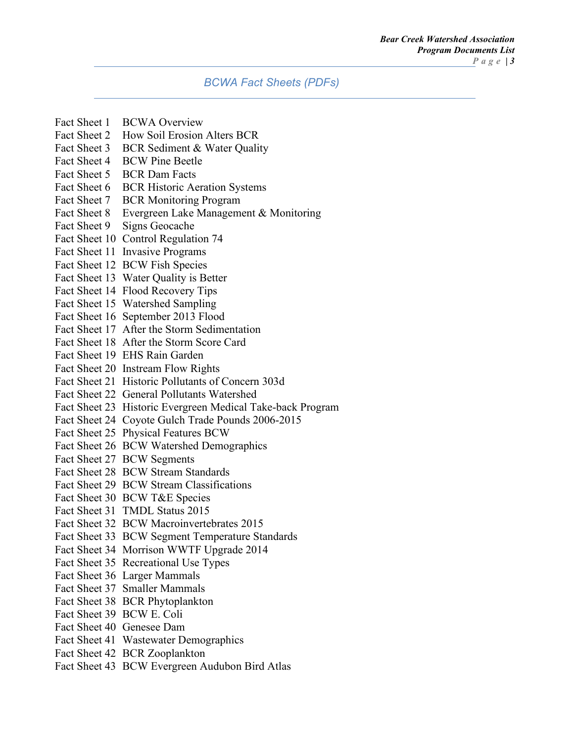## BCWA Fact Sheets (PDFs)

Fact Sheet 1 BCWA Overview
Fact Sheet 2 How Soil Erosion Alters BCR
Fact Sheet 3 BCR Sediment & Water Quality
Fact Sheet 4 BCW Pine Beetle
Fact Sheet 5 BCR Dam Facts
Fact Sheet 6 BCR Historic Aeration Systems
Fact Sheet 7 BCR Monitoring Program
Fact Sheet 8 Evergreen Lake Management & Monitoring
Fact Sheet 9 Signs Geocache
Fact Sheet 10 Control Regulation 74
Fact Sheet 11 Invasive Programs
Fact Sheet 12 BCW Fish Species
Fact Sheet 13 Water Quality is Better
Fact Sheet 14 Flood Recovery Tips
Fact Sheet 15 Watershed Sampling
Fact Sheet 16 September 2013 Flood
Fact Sheet 17 After the Storm Sedimentation
Fact Sheet 18 After the Storm Score Card
Fact Sheet 19 EHS Rain Garden
Fact Sheet 20 Instream Flow Rights
Fact Sheet 21 Historic Pollutants of Concern 303d
Fact Sheet 22 General Pollutants Watershed
Fact Sheet 23 Historic Evergreen Medical Take-back Program
Fact Sheet 24 Coyote Gulch Trade Pounds 2006-2015
Fact Sheet 25 Physical Features BCW
Fact Sheet 26 BCW Watershed Demographics
Fact Sheet 27 BCW Segments
Fact Sheet 28 BCW Stream Standards
Fact Sheet 29 BCW Stream Classifications
Fact Sheet 30 BCW T&E Species
Fact Sheet 31 TMDL Status 2015
Fact Sheet 32 BCW Macroinvertebrates 2015
Fact Sheet 33 BCW Segment Temperature Standards
Fact Sheet 34 Morrison WWTF Upgrade 2014
Fact Sheet 35 Recreational Use Types
Fact Sheet 36 Larger Mammals
Fact Sheet 37 Smaller Mammals
Fact Sheet 38 BCR Phytoplankton
Fact Sheet 39 BCW E. Coli
Fact Sheet 40 Genesee Dam
Fact Sheet 41 Wastewater Demographics
Fact Sheet 42 BCR Zooplankton
Fact Sheet 43 BCW Evergreen Audubon Bird Atlas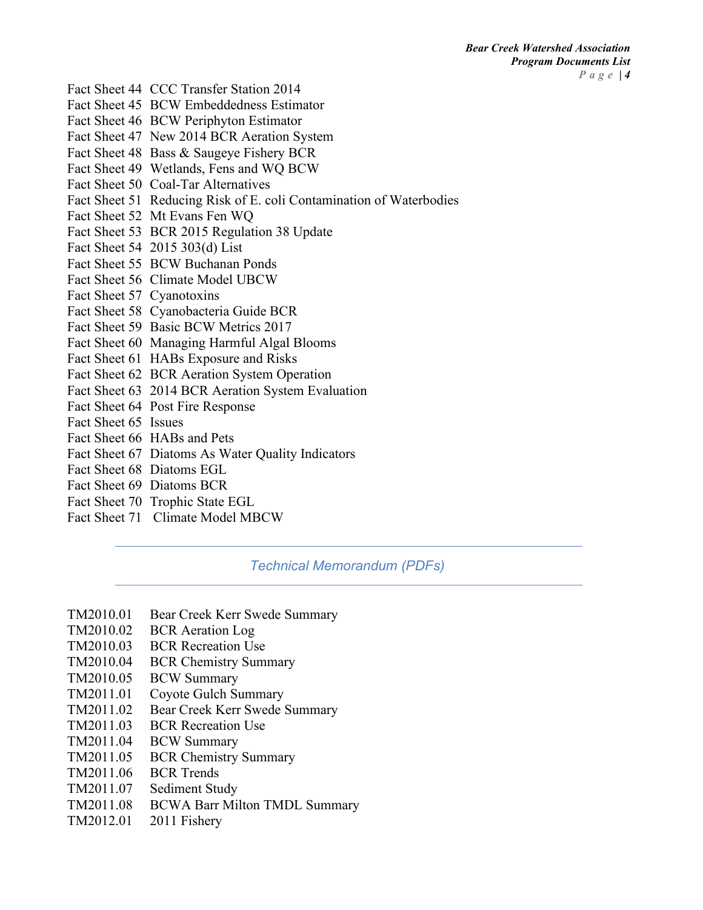Fact Sheet 44 CCC Transfer Station 2014
Fact Sheet 45 BCW Embeddedness Estimator
Fact Sheet 46 BCW Periphyton Estimator
Fact Sheet 47 New 2014 BCR Aeration System
Fact Sheet 48 Bass & Saugeye Fishery BCR
Fact Sheet 49 Wetlands, Fens and WQ BCW
Fact Sheet 50 Coal-Tar Alternatives
Fact Sheet 51 Reducing Risk of E. coli Contamination of Waterbodies
Fact Sheet 52 Mt Evans Fen WQ
Fact Sheet 53 BCR 2015 Regulation 38 Update
Fact Sheet 54 2015 303(d) List
Fact Sheet 55 BCW Buchanan Ponds
Fact Sheet 56 Climate Model UBCW
Fact Sheet 57 Cyanotoxins
Fact Sheet 58 Cyanobacteria Guide BCR
Fact Sheet 59 Basic BCW Metrics 2017
Fact Sheet 60 Managing Harmful Algal Blooms
Fact Sheet 61 HABs Exposure and Risks
Fact Sheet 62 BCR Aeration System Operation
Fact Sheet 63 2014 BCR Aeration System Evaluation
Fact Sheet 64 Post Fire Response
Fact Sheet 65 Issues
Fact Sheet 66 HABs and Pets
Fact Sheet 67 Diatoms As Water Quality Indicators
Fact Sheet 68 Diatoms EGL
Fact Sheet 69 Diatoms BCR
Fact Sheet 70 Trophic State EGL
Fact Sheet 71 Climate Model MBCW

## *Technical Memorandum (PDFs)*

TM2010.01 Bear Creek Kerr Swede Summary
TM2010.02 BCR Aeration Log
TM2010.03 BCR Recreation Use
TM2010.04 BCR Chemistry Summary
TM2010.05 BCW Summary
TM2011.01 Coyote Gulch Summary
TM2011.02 Bear Creek Kerr Swede Summary
TM2011.03 BCR Recreation Use
TM2011.04 BCW Summary
TM2011.05 BCR Chemistry Summary
TM2011.06 BCR Trends
TM2011.07 Sediment Study
TM2011.08 BCWA Barr Milton TMDL Summary
TM2012.01 2011 Fishery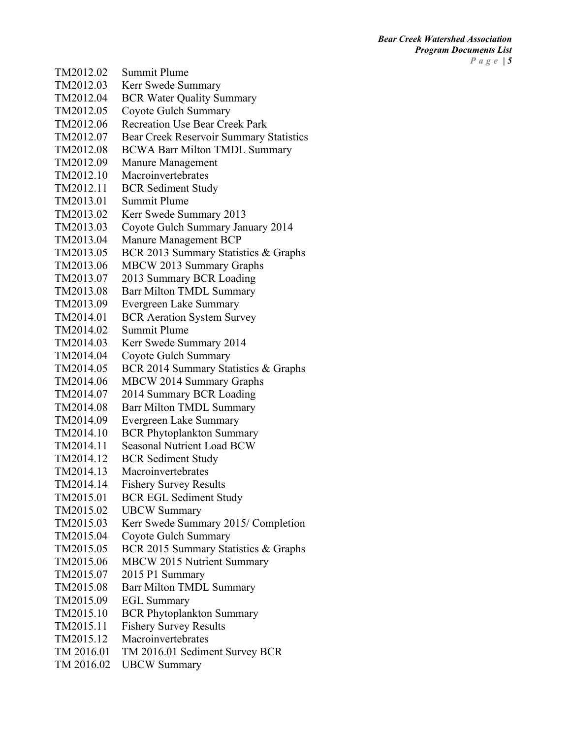TM2012.02 Summit Plume
TM2012.03 Kerr Swede Summary
TM2012.04 BCR Water Quality Summary
TM2012.05 Coyote Gulch Summary
TM2012.06 Recreation Use Bear Creek Park
TM2012.07 Bear Creek Reservoir Summary Statistics
TM2012.08 BCWA Barr Milton TMDL Summary
TM2012.09 Manure Management
TM2012.10 Macroinvertebrates
TM2012.11 BCR Sediment Study
TM2013.01 Summit Plume
TM2013.02 Kerr Swede Summary 2013
TM2013.03 Coyote Gulch Summary January 2014
TM2013.04 Manure Management BCP
TM2013.05 BCR 2013 Summary Statistics & Graphs
TM2013.06 MBCW 2013 Summary Graphs
TM2013.07 2013 Summary BCR Loading
TM2013.08 Barr Milton TMDL Summary
TM2013.09 Evergreen Lake Summary
TM2014.01 BCR Aeration System Survey
TM2014.02 Summit Plume
TM2014.03 Kerr Swede Summary 2014
TM2014.04 Coyote Gulch Summary
TM2014.05 BCR 2014 Summary Statistics & Graphs
TM2014.06 MBCW 2014 Summary Graphs
TM2014.07 2014 Summary BCR Loading
TM2014.08 Barr Milton TMDL Summary
TM2014.09 Evergreen Lake Summary
TM2014.10 BCR Phytoplankton Summary
TM2014.11 Seasonal Nutrient Load BCW
TM2014.12 BCR Sediment Study
TM2014.13 Macroinvertebrates
TM2014.14 Fishery Survey Results
TM2015.01 BCR EGL Sediment Study
TM2015.02 UBCW Summary
TM2015.03 Kerr Swede Summary 2015/ Completion
TM2015.04 Coyote Gulch Summary
TM2015.05 BCR 2015 Summary Statistics & Graphs
TM2015.06 MBCW 2015 Nutrient Summary
TM2015.07 2015 P1 Summary
TM2015.08 Barr Milton TMDL Summary
TM2015.09 EGL Summary
TM2015.10 BCR Phytoplankton Summary
TM2015.11 Fishery Survey Results
TM2015.12 Macroinvertebrates
TM 2016.01 TM 2016.01 Sediment Survey BCR
TM 2016.02 UBCW Summary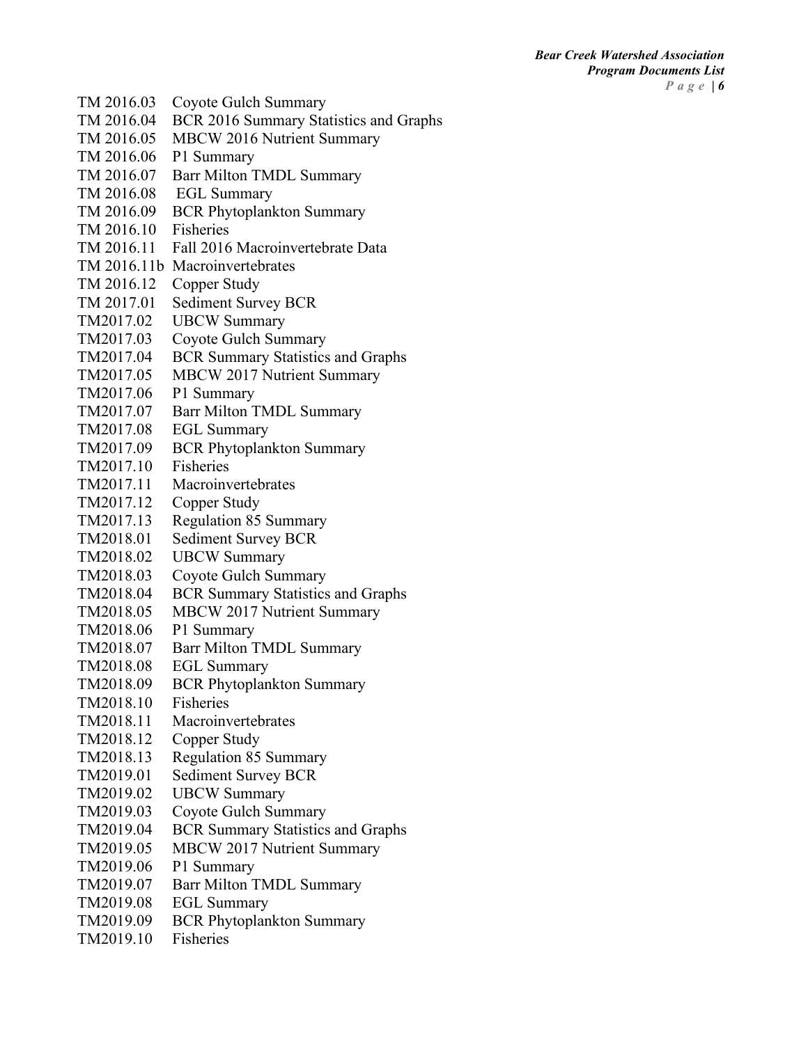TM 2016.03 Coyote Gulch Summary
TM 2016.04 BCR 2016 Summary Statistics and Graphs
TM 2016.05 MBCW 2016 Nutrient Summary
TM 2016.06 P1 Summary
TM 2016.07 Barr Milton TMDL Summary
TM 2016.08 EGL Summary
TM 2016.09 BCR Phytoplankton Summary
TM 2016.10 Fisheries
TM 2016.11 Fall 2016 Macroinvertebrate Data
TM 2016.11b Macroinvertebrates
TM 2016.12 Copper Study
TM 2017.01 Sediment Survey BCR
TM2017.02 UBCW Summary
TM2017.03 Coyote Gulch Summary
TM2017.04 BCR Summary Statistics and Graphs
TM2017.05 MBCW 2017 Nutrient Summary
TM2017.06 P1 Summary
TM2017.07 Barr Milton TMDL Summary
TM2017.08 EGL Summary
TM2017.09 BCR Phytoplankton Summary
TM2017.10 Fisheries
TM2017.11 Macroinvertebrates
TM2017.12 Copper Study
TM2017.13 Regulation 85 Summary
TM2018.01 Sediment Survey BCR
TM2018.02 UBCW Summary
TM2018.03 Coyote Gulch Summary
TM2018.04 BCR Summary Statistics and Graphs
TM2018.05 MBCW 2017 Nutrient Summary
TM2018.06 P1 Summary
TM2018.07 Barr Milton TMDL Summary
TM2018.08 EGL Summary
TM2018.09 BCR Phytoplankton Summary
TM2018.10 Fisheries
TM2018.11 Macroinvertebrates
TM2018.12 Copper Study
TM2018.13 Regulation 85 Summary
TM2019.01 Sediment Survey BCR
TM2019.02 UBCW Summary
TM2019.03 Coyote Gulch Summary
TM2019.04 BCR Summary Statistics and Graphs
TM2019.05 MBCW 2017 Nutrient Summary
TM2019.06 P1 Summary
TM2019.07 Barr Milton TMDL Summary
TM2019.08 EGL Summary
TM2019.09 BCR Phytoplankton Summary
TM2019.10 Fisheries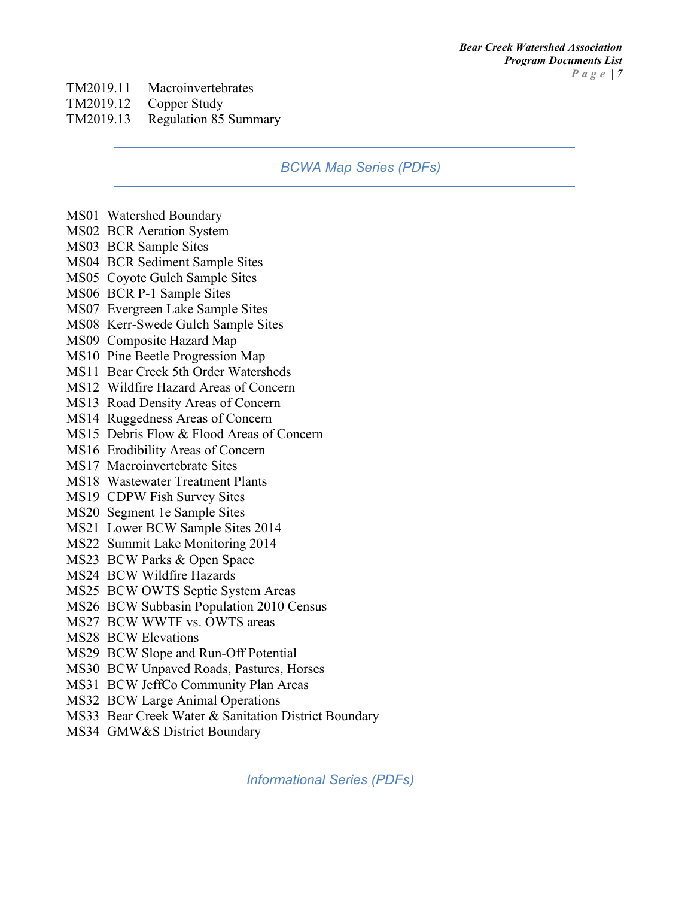TM2019.11 Macroinvertebrates
TM2019.12 Copper Study
TM2019.13 Regulation 85 Summary

---

## BCWA Map Series (PDFs)

---

MS01 Watershed Boundary
MS02 BCR Aeration System
MS03 BCR Sample Sites
MS04 BCR Sediment Sample Sites
MS05 Coyote Gulch Sample Sites
MS06 BCR P-1 Sample Sites
MS07 Evergreen Lake Sample Sites
MS08 Kerr-Swede Gulch Sample Sites
MS09 Composite Hazard Map
MS10 Pine Beetle Progression Map
MS11 Bear Creek 5th Order Watersheds
MS12 Wildfire Hazard Areas of Concern
MS13 Road Density Areas of Concern
MS14 Ruggedness Areas of Concern
MS15 Debris Flow & Flood Areas of Concern
MS16 Erodibility Areas of Concern
MS17 Macroinvertebrate Sites
MS18 Wastewater Treatment Plants
MS19 CDPW Fish Survey Sites
MS20 Segment 1e Sample Sites
MS21 Lower BCW Sample Sites 2014
MS22 Summit Lake Monitoring 2014
MS23 BCW Parks & Open Space
MS24 BCW Wildfire Hazards
MS25 BCW OWTS Septic System Areas
MS26 BCW Subbasin Population 2010 Census
MS27 BCW WWTF vs. OWTS areas
MS28 BCW Elevations
MS29 BCW Slope and Run-Off Potential
MS30 BCW Unpaved Roads, Pastures, Horses
MS31 BCW JeffCo Community Plan Areas
MS32 BCW Large Animal Operations
MS33 Bear Creek Water & Sanitation District Boundary
MS34 GMW&S District Boundary

---

## Informational Series (PDFs)

---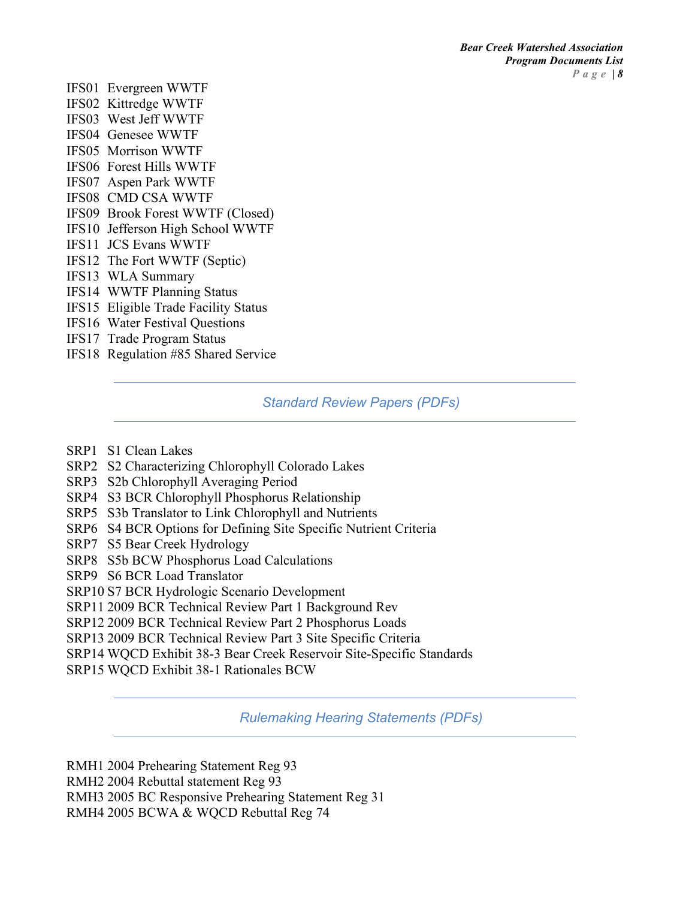IFS01 Evergreen WWTF  
IFS02 Kittredge WWTF  
IFS03 West Jeff WWTF  
IFS04 Genesee WWTF  
IFS05 Morrison WWTF  
IFS06 Forest Hills WWTF  
IFS07 Aspen Park WWTF  
IFS08 CMD CSA WWTF  
IFS09 Brook Forest WWTF (Closed)  
IFS10 Jefferson High School WWTF  
IFS11 JCS Evans WWTF  
IFS12 The Fort WWTF (Septic)  
IFS13 WLA Summary  
IFS14 WWTF Planning Status  
IFS15 Eligible Trade Facility Status  
IFS16 Water Festival Questions  
IFS17 Trade Program Status  
IFS18 Regulation #85 Shared Service

## Standard Review Papers (PDFs)

SRP1 S1 Clean Lakes  
SRP2 S2 Characterizing Chlorophyll Colorado Lakes  
SRP3 S2b Chlorophyll Averaging Period  
SRP4 S3 BCR Chlorophyll Phosphorus Relationship  
SRP5 S3b Translator to Link Chlorophyll and Nutrients  
SRP6 S4 BCR Options for Defining Site Specific Nutrient Criteria  
SRP7 S5 Bear Creek Hydrology  
SRP8 S5b BCW Phosphorus Load Calculations  
SRP9 S6 BCR Load Translator  
SRP10 S7 BCR Hydrologic Scenario Development  
SRP11 2009 BCR Technical Review Part 1 Background Rev  
SRP12 2009 BCR Technical Review Part 2 Phosphorus Loads  
SRP13 2009 BCR Technical Review Part 3 Site Specific Criteria  
SRP14 WQCD Exhibit 38-3 Bear Creek Reservoir Site-Specific Standards  
SRP15 WQCD Exhibit 38-1 Rationales BCW

## Rulemaking Hearing Statements (PDFs)

RMH1 2004 Prehearing Statement Reg 93  
RMH2 2004 Rebuttal statement Reg 93  
RMH3 2005 BC Responsive Prehearing Statement Reg 31  
RMH4 2005 BCWA & WQCD Rebuttal Reg 74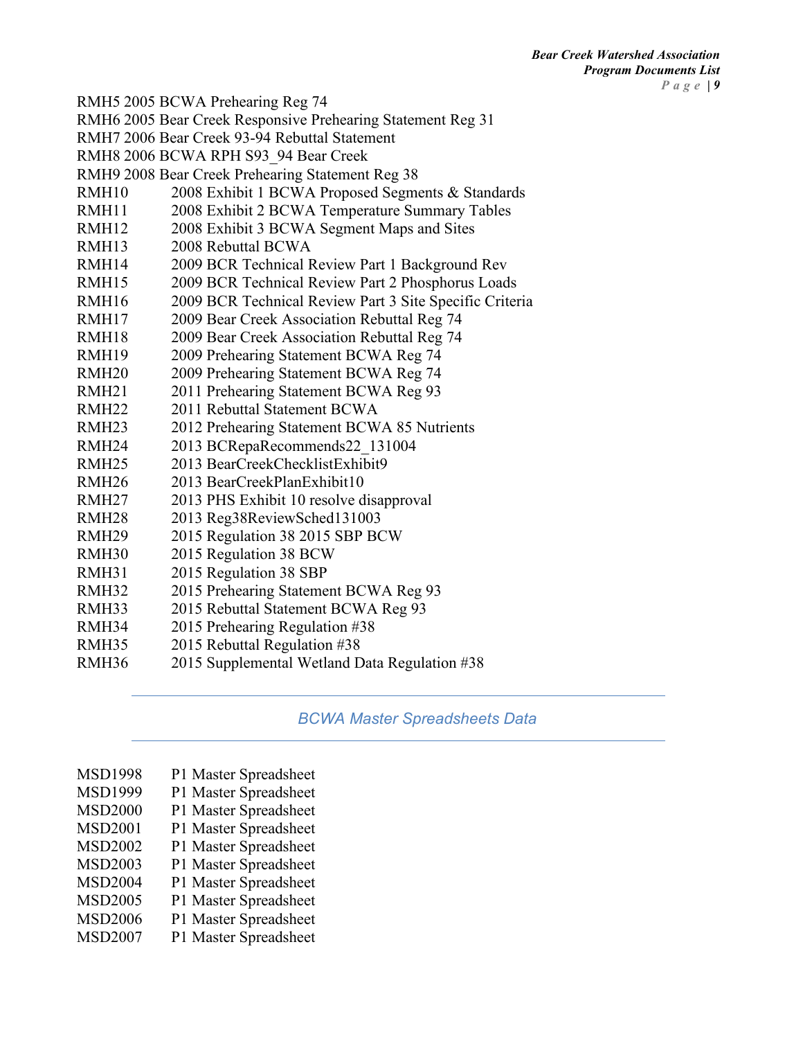RMH5 2005 BCWA Prehearing Reg 74
RMH6 2005 Bear Creek Responsive Prehearing Statement Reg 31
RMH7 2006 Bear Creek 93-94 Rebuttal Statement
RMH8 2006 BCWA RPH S93_94 Bear Creek
RMH9 2008 Bear Creek Prehearing Statement Reg 38
RMH10 2008 Exhibit 1 BCWA Proposed Segments & Standards
RMH11 2008 Exhibit 2 BCWA Temperature Summary Tables
RMH12 2008 Exhibit 3 BCWA Segment Maps and Sites
RMH13 2008 Rebuttal BCWA
RMH14 2009 BCR Technical Review Part 1 Background Rev
RMH15 2009 BCR Technical Review Part 2 Phosphorus Loads
RMH16 2009 BCR Technical Review Part 3 Site Specific Criteria
RMH17 2009 Bear Creek Association Rebuttal Reg 74
RMH18 2009 Bear Creek Association Rebuttal Reg 74
RMH19 2009 Prehearing Statement BCWA Reg 74
RMH20 2009 Prehearing Statement BCWA Reg 74
RMH21 2011 Prehearing Statement BCWA Reg 93
RMH22 2011 Rebuttal Statement BCWA
RMH23 2012 Prehearing Statement BCWA 85 Nutrients
RMH24 2013 BCRepaRecommends22_131004
RMH25 2013 BearCreekChecklistExhibit9
RMH26 2013 BearCreekPlanExhibit10
RMH27 2013 PHS Exhibit 10 resolve disapproval
RMH28 2013 Reg38ReviewSched131003
RMH29 2015 Regulation 38 2015 SBP BCW
RMH30 2015 Regulation 38 BCW
RMH31 2015 Regulation 38 SBP
RMH32 2015 Prehearing Statement BCWA Reg 93
RMH33 2015 Rebuttal Statement BCWA Reg 93
RMH34 2015 Prehearing Regulation #38
RMH35 2015 Rebuttal Regulation #38
RMH36 2015 Supplemental Wetland Data Regulation #38

## BCWA Master Spreadsheets Data

MSD1998 P1 Master Spreadsheet
MSD1999 P1 Master Spreadsheet
MSD2000 P1 Master Spreadsheet
MSD2001 P1 Master Spreadsheet
MSD2002 P1 Master Spreadsheet
MSD2003 P1 Master Spreadsheet
MSD2004 P1 Master Spreadsheet
MSD2005 P1 Master Spreadsheet
MSD2006 P1 Master Spreadsheet
MSD2007 P1 Master Spreadsheet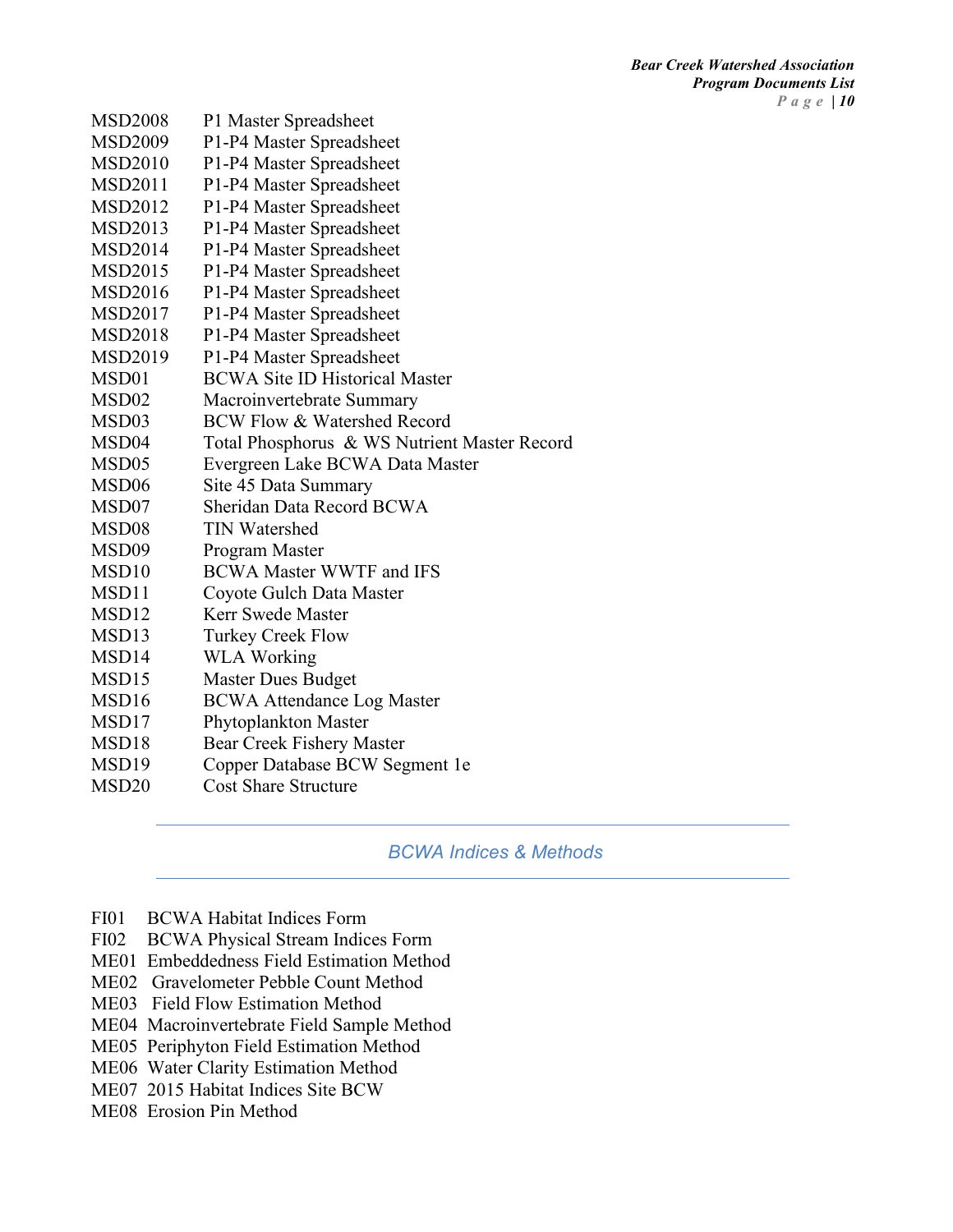MSD2008 P1 Master Spreadsheet
MSD2009 P1-P4 Master Spreadsheet
MSD2010 P1-P4 Master Spreadsheet
MSD2011 P1-P4 Master Spreadsheet
MSD2012 P1-P4 Master Spreadsheet
MSD2013 P1-P4 Master Spreadsheet
MSD2014 P1-P4 Master Spreadsheet
MSD2015 P1-P4 Master Spreadsheet
MSD2016 P1-P4 Master Spreadsheet
MSD2017 P1-P4 Master Spreadsheet
MSD2018 P1-P4 Master Spreadsheet
MSD2019 P1-P4 Master Spreadsheet
MSD01 BCWA Site ID Historical Master
MSD02 Macroinvertebrate Summary
MSD03 BCW Flow & Watershed Record
MSD04 Total Phosphorus & WS Nutrient Master Record
MSD05 Evergreen Lake BCWA Data Master
MSD06 Site 45 Data Summary
MSD07 Sheridan Data Record BCWA
MSD08 TIN Watershed
MSD09 Program Master
MSD10 BCWA Master WWTF and IFS
MSD11 Coyote Gulch Data Master
MSD12 Kerr Swede Master
MSD13 Turkey Creek Flow
MSD14 WLA Working
MSD15 Master Dues Budget
MSD16 BCWA Attendance Log Master
MSD17 Phytoplankton Master
MSD18 Bear Creek Fishery Master
MSD19 Copper Database BCW Segment 1e
MSD20 Cost Share Structure

## *BCWA Indices & Methods*

FI01 BCWA Habitat Indices Form
FI02 BCWA Physical Stream Indices Form
ME01 Embeddedness Field Estimation Method
ME02 Gravelometer Pebble Count Method
ME03 Field Flow Estimation Method
ME04 Macroinvertebrate Field Sample Method
ME05 Periphyton Field Estimation Method
ME06 Water Clarity Estimation Method
ME07 2015 Habitat Indices Site BCW
ME08 Erosion Pin Method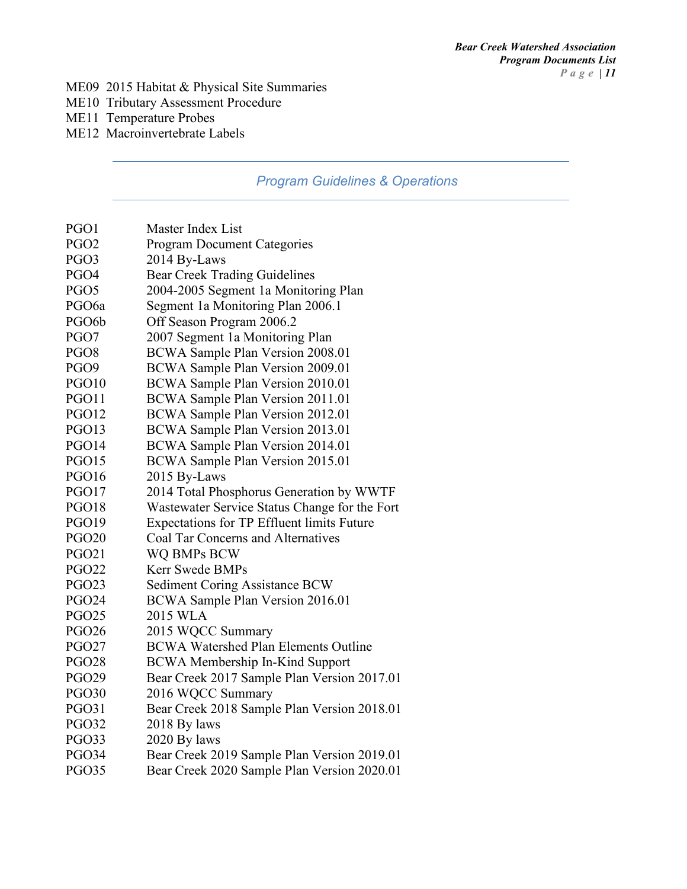ME09 2015 Habitat & Physical Site Summaries
ME10 Tributary Assessment Procedure
ME11 Temperature Probes
ME12 Macroinvertebrate Labels

---

## *Program Guidelines & Operations*

---

| | |
|---|---|
| PGO1 | Master Index List |
| PGO2 | Program Document Categories |
| PGO3 | 2014 By-Laws |
| PGO4 | Bear Creek Trading Guidelines |
| PGO5 | 2004-2005 Segment 1a Monitoring Plan |
| PGO6a | Segment 1a Monitoring Plan 2006.1 |
| PGO6b | Off Season Program 2006.2 |
| PGO7 | 2007 Segment 1a Monitoring Plan |
| PGO8 | BCWA Sample Plan Version 2008.01 |
| PGO9 | BCWA Sample Plan Version 2009.01 |
| PGO10 | BCWA Sample Plan Version 2010.01 |
| PGO11 | BCWA Sample Plan Version 2011.01 |
| PGO12 | BCWA Sample Plan Version 2012.01 |
| PGO13 | BCWA Sample Plan Version 2013.01 |
| PGO14 | BCWA Sample Plan Version 2014.01 |
| PGO15 | BCWA Sample Plan Version 2015.01 |
| PGO16 | 2015 By-Laws |
| PGO17 | 2014 Total Phosphorus Generation by WWTF |
| PGO18 | Wastewater Service Status Change for the Fort |
| PGO19 | Expectations for TP Effluent limits Future |
| PGO20 | Coal Tar Concerns and Alternatives |
| PGO21 | WQ BMPs BCW |
| PGO22 | Kerr Swede BMPs |
| PGO23 | Sediment Coring Assistance BCW |
| PGO24 | BCWA Sample Plan Version 2016.01 |
| PGO25 | 2015 WLA |
| PGO26 | 2015 WQCC Summary |
| PGO27 | BCWA Watershed Plan Elements Outline |
| PGO28 | BCWA Membership In-Kind Support |
| PGO29 | Bear Creek 2017 Sample Plan Version 2017.01 |
| PGO30 | 2016 WQCC Summary |
| PGO31 | Bear Creek 2018 Sample Plan Version 2018.01 |
| PGO32 | 2018 By laws |
| PGO33 | 2020 By laws |
| PGO34 | Bear Creek 2019 Sample Plan Version 2019.01 |
| PGO35 | Bear Creek 2020 Sample Plan Version 2020.01 |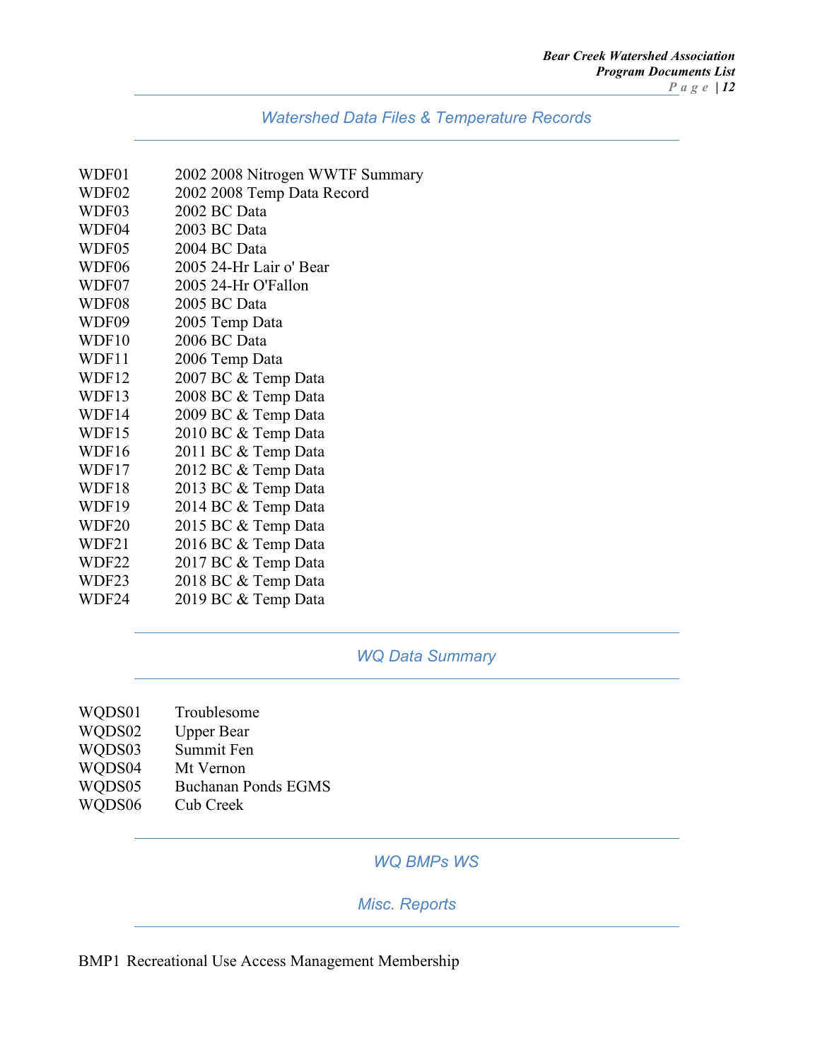## Watershed Data Files & Temperature Records

WDF01 2002 2008 Nitrogen WWTF Summary
WDF02 2002 2008 Temp Data Record
WDF03 2002 BC Data
WDF04 2003 BC Data
WDF05 2004 BC Data
WDF06 2005 24-Hr Lair o' Bear
WDF07 2005 24-Hr O'Fallon
WDF08 2005 BC Data
WDF09 2005 Temp Data
WDF10 2006 BC Data
WDF11 2006 Temp Data
WDF12 2007 BC & Temp Data
WDF13 2008 BC & Temp Data
WDF14 2009 BC & Temp Data
WDF15 2010 BC & Temp Data
WDF16 2011 BC & Temp Data
WDF17 2012 BC & Temp Data
WDF18 2013 BC & Temp Data
WDF19 2014 BC & Temp Data
WDF20 2015 BC & Temp Data
WDF21 2016 BC & Temp Data
WDF22 2017 BC & Temp Data
WDF23 2018 BC & Temp Data
WDF24 2019 BC & Temp Data

## WQ Data Summary

WQDS01 Troublesome
WQDS02 Upper Bear
WQDS03 Summit Fen
WQDS04 Mt Vernon
WQDS05 Buchanan Ponds EGMS
WQDS06 Cub Creek

## WQ BMPs WS

## Misc. Reports

BMP1 Recreational Use Access Management Membership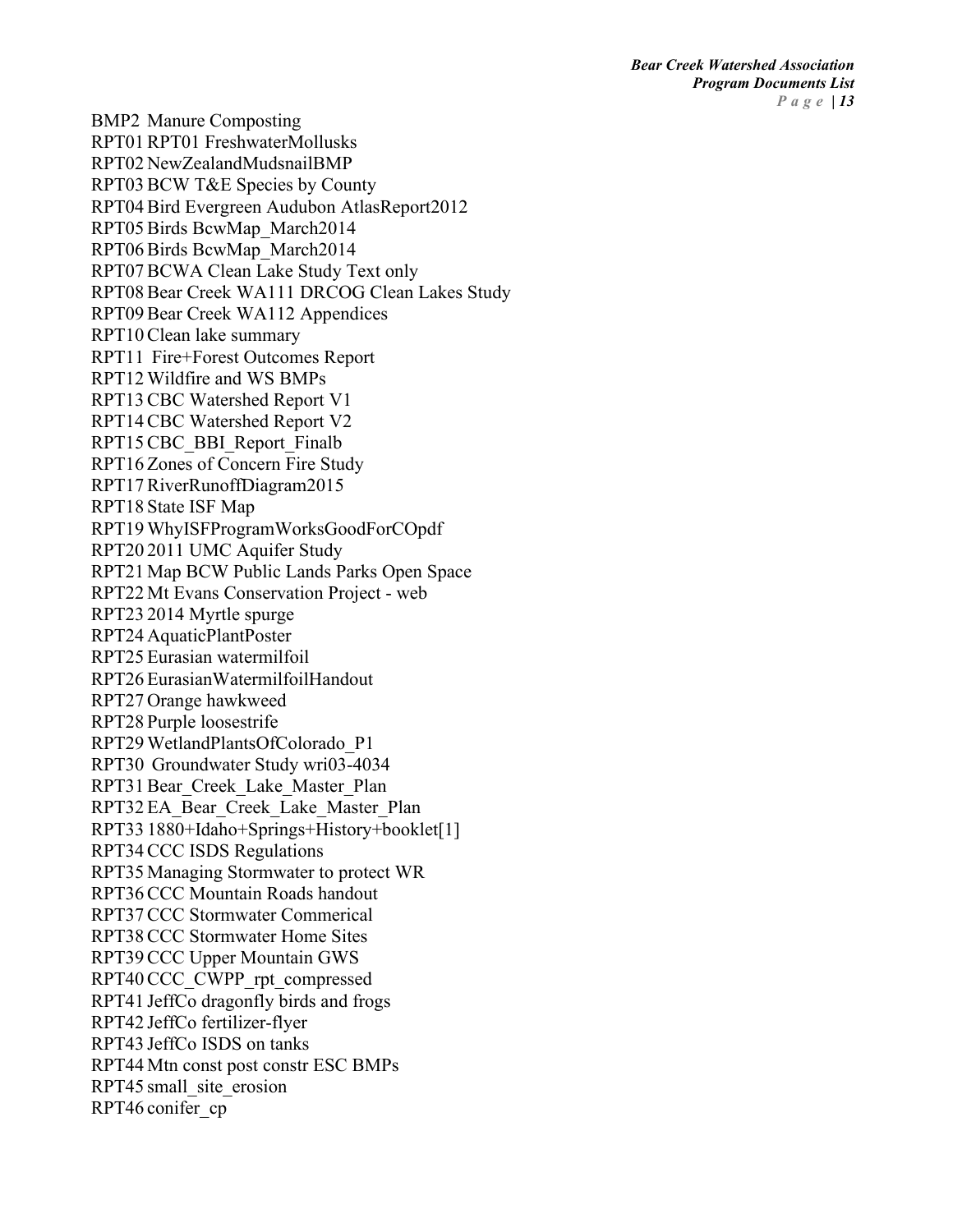BMP2 Manure Composting
RPT01 RPT01 FreshwaterMollusks
RPT02 NewZealandMudsnailBMP
RPT03 BCW T&E Species by County
RPT04 Bird Evergreen Audubon AtlasReport2012
RPT05 Birds BcwMap_March2014
RPT06 Birds BcwMap_March2014
RPT07 BCWA Clean Lake Study Text only
RPT08 Bear Creek WA111 DRCOG Clean Lakes Study
RPT09 Bear Creek WA112 Appendices
RPT10 Clean lake summary
RPT11 Fire+Forest Outcomes Report
RPT12 Wildfire and WS BMPs
RPT13 CBC Watershed Report V1
RPT14 CBC Watershed Report V2
RPT15 CBC_BBI_Report_Finalb
RPT16 Zones of Concern Fire Study
RPT17 RiverRunoffDiagram2015
RPT18 State ISF Map
RPT19 WhyISFProgramWorksGoodForCOpdf
RPT20 2011 UMC Aquifer Study
RPT21 Map BCW Public Lands Parks Open Space
RPT22 Mt Evans Conservation Project - web
RPT23 2014 Myrtle spurge
RPT24 AquaticPlantPoster
RPT25 Eurasian watermilfoil
RPT26 EurasianWatermilfoilHandout
RPT27 Orange hawkweed
RPT28 Purple loosestrife
RPT29 WetlandPlantsOfColorado_P1
RPT30 Groundwater Study wri03-4034
RPT31 Bear_Creek_Lake_Master_Plan
RPT32 EA_Bear_Creek_Lake_Master_Plan
RPT33 1880+Idaho+Springs+History+booklet[1]
RPT34 CCC ISDS Regulations
RPT35 Managing Stormwater to protect WR
RPT36 CCC Mountain Roads handout
RPT37 CCC Stormwater Commerical
RPT38 CCC Stormwater Home Sites
RPT39 CCC Upper Mountain GWS
RPT40 CCC_CWPP_rpt_compressed
RPT41 JeffCo dragonfly birds and frogs
RPT42 JeffCo fertilizer-flyer
RPT43 JeffCo ISDS on tanks
RPT44 Mtn const post constr ESC BMPs
RPT45 small_site_erosion
RPT46 conifer_cp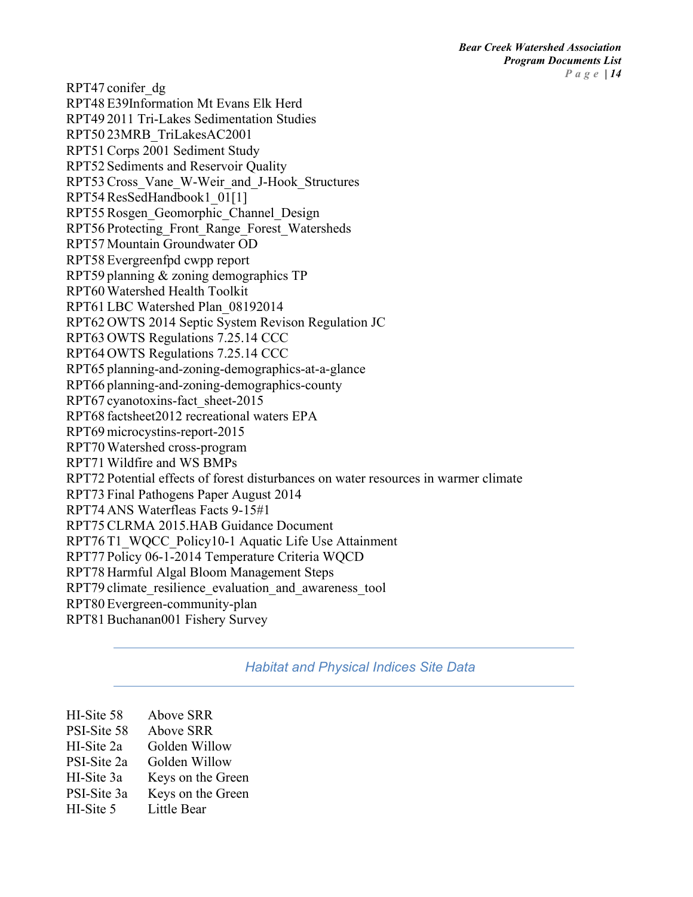RPT47 conifer_dg
RPT48 E39Information Mt Evans Elk Herd
RPT49 2011 Tri-Lakes Sedimentation Studies
RPT50 23MRB_TriLakesAC2001
RPT51 Corps 2001 Sediment Study
RPT52 Sediments and Reservoir Quality
RPT53 Cross_Vane_W-Weir_and_J-Hook_Structures
RPT54 ResSedHandbook1_01[1]
RPT55 Rosgen_Geomorphic_Channel_Design
RPT56 Protecting_Front_Range_Forest_Watersheds
RPT57 Mountain Groundwater OD
RPT58 Evergreenfpd cwpp report
RPT59 planning & zoning demographics TP
RPT60 Watershed Health Toolkit
RPT61 LBC Watershed Plan_08192014
RPT62 OWTS 2014 Septic System Revison Regulation JC
RPT63 OWTS Regulations 7.25.14 CCC
RPT64 OWTS Regulations 7.25.14 CCC
RPT65 planning-and-zoning-demographics-at-a-glance
RPT66 planning-and-zoning-demographics-county
RPT67 cyanotoxins-fact_sheet-2015
RPT68 factsheet2012 recreational waters EPA
RPT69 microcystins-report-2015
RPT70 Watershed cross-program
RPT71 Wildfire and WS BMPs
RPT72 Potential effects of forest disturbances on water resources in warmer climate
RPT73 Final Pathogens Paper August 2014
RPT74 ANS Waterfleas Facts 9-15#1
RPT75 CLRMA 2015.HAB Guidance Document
RPT76 T1_WQCC_Policy10-1 Aquatic Life Use Attainment
RPT77 Policy 06-1-2014 Temperature Criteria WQCD
RPT78 Harmful Algal Bloom Management Steps
RPT79 climate_resilience_evaluation_and_awareness_tool
RPT80 Evergreen-community-plan
RPT81 Buchanan001 Fishery Survey

---

## Habitat and Physical Indices Site Data

---

HI-Site 58 Above SRR
PSI-Site 58 Above SRR
HI-Site 2a Golden Willow
PSI-Site 2a Golden Willow
HI-Site 3a Keys on the Green
PSI-Site 3a Keys on the Green
HI-Site 5 Little Bear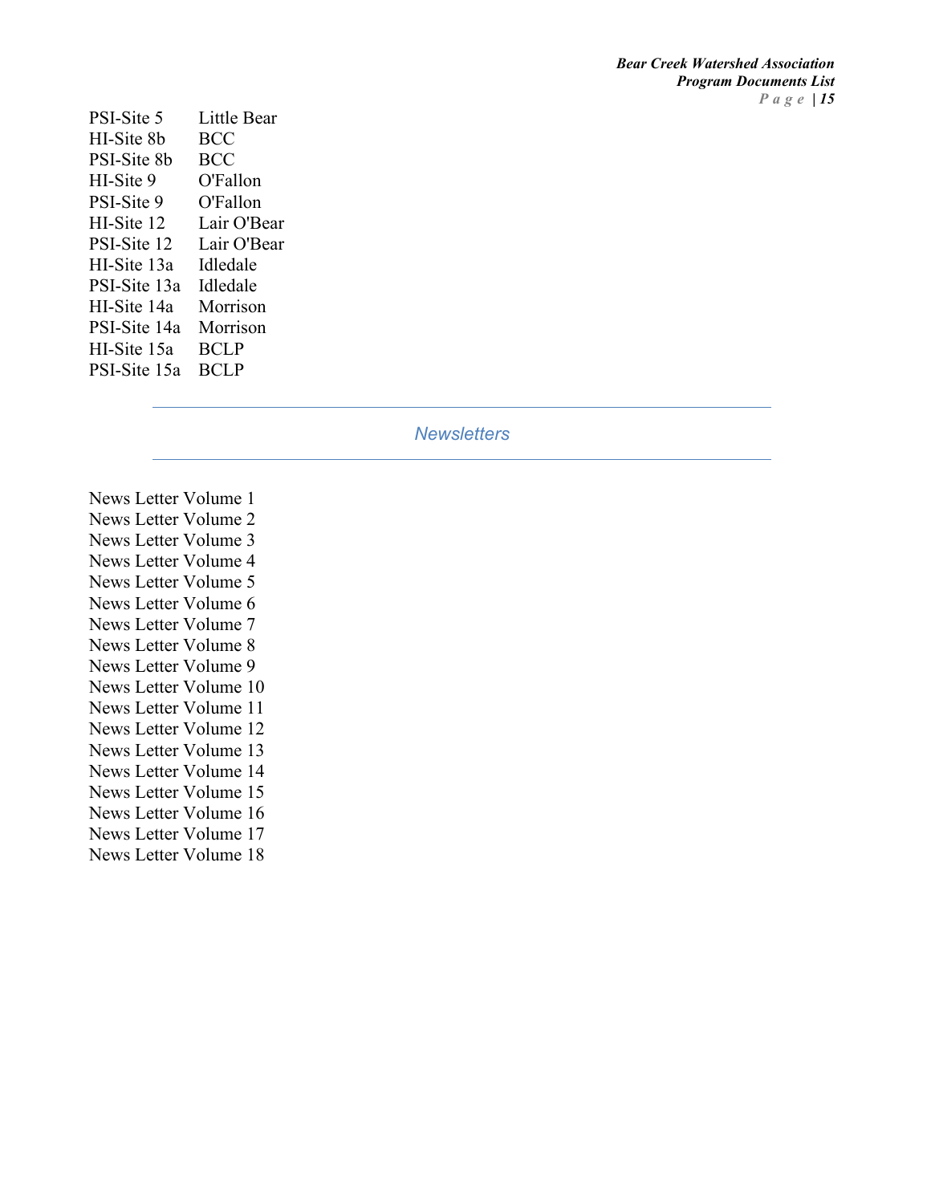| | |
|---|---|
| PSI-Site 5 | Little Bear |
| HI-Site 8b | BCC |
| PSI-Site 8b | BCC |
| HI-Site 9 | O'Fallon |
| PSI-Site 9 | O'Fallon |
| HI-Site 12 | Lair O'Bear |
| PSI-Site 12 | Lair O'Bear |
| HI-Site 13a | Idledale |
| PSI-Site 13a | Idledale |
| HI-Site 14a | Morrison |
| PSI-Site 14a | Morrison |
| HI-Site 15a | BCLP |
| PSI-Site 15a | BCLP |

## Newsletters

News Letter Volume 1
News Letter Volume 2
News Letter Volume 3
News Letter Volume 4
News Letter Volume 5
News Letter Volume 6
News Letter Volume 7
News Letter Volume 8
News Letter Volume 9
News Letter Volume 10
News Letter Volume 11
News Letter Volume 12
News Letter Volume 13
News Letter Volume 14
News Letter Volume 15
News Letter Volume 16
News Letter Volume 17
News Letter Volume 18